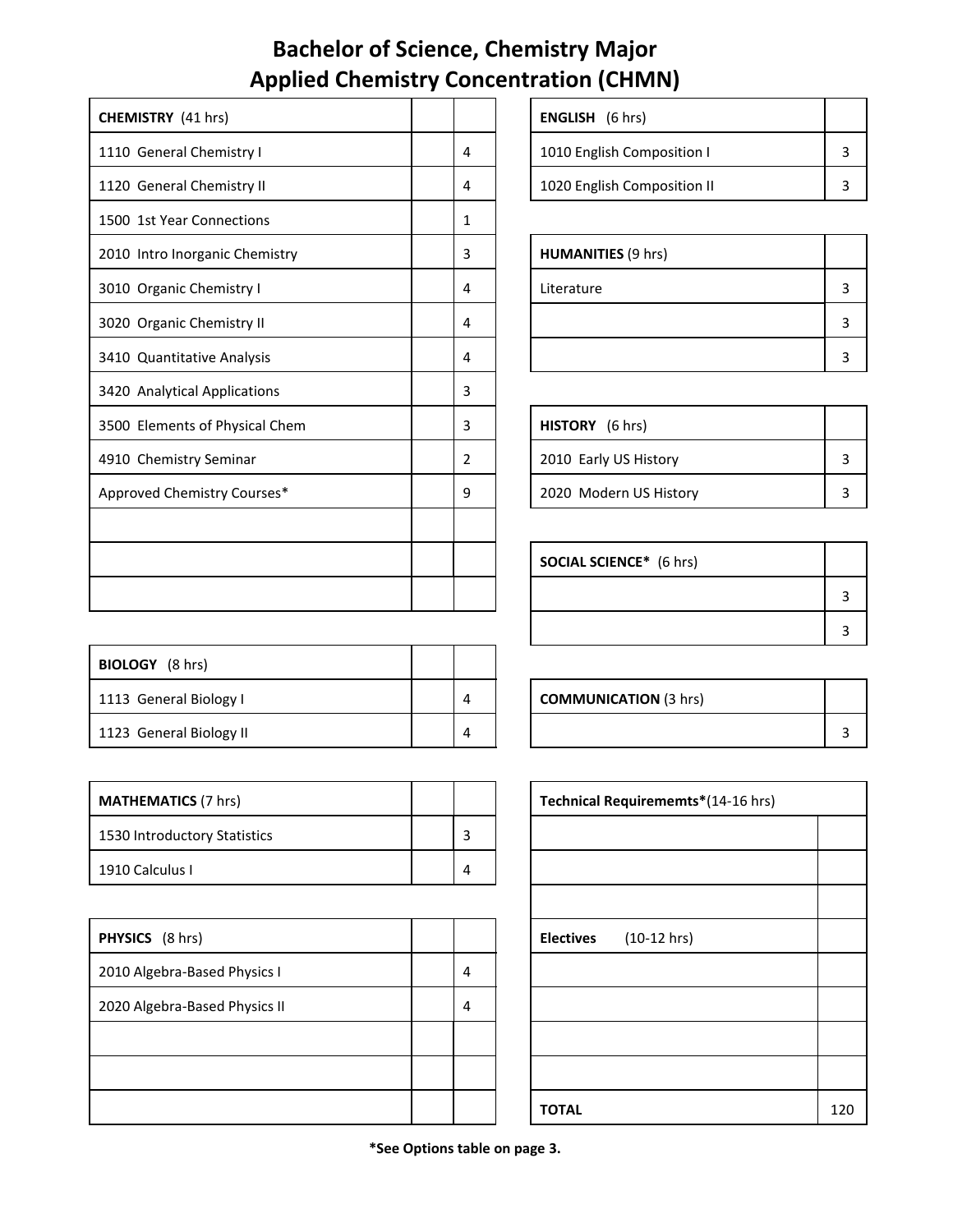# Bachelor of Science, Chemistry Major
# Applied Chemistry Concentration (CHMN)

| CHEMISTRY (41 hrs) | | |
|---|---|---|
| 1110 General Chemistry I | | 4 |
| 1120 General Chemistry II | | 4 |
| 1500 1st Year Connections | | 1 |
| 2010 Intro Inorganic Chemistry | | 3 |
| 3010 Organic Chemistry I | | 4 |
| 3020 Organic Chemistry II | | 4 |
| 3410 Quantitative Analysis | | 4 |
| 3420 Analytical Applications | | 3 |
| 3500 Elements of Physical Chem | | 3 |
| 4910 Chemistry Seminar | | 2 |
| Approved Chemistry Courses* | | 9 |
| | | |
| | | |
| | | |

| BIOLOGY (8 hrs) | | |
|---|---|---|
| 1113 General Biology I | | 4 |
| 1123 General Biology II | | 4 |

| MATHEMATICS (7 hrs) | | |
|---|---|---|
| 1530 Introductory Statistics | | 3 |
| 1910 Calculus I | | 4 |

| PHYSICS (8 hrs) | | |
|---|---|---|
| 2010 Algebra-Based Physics I | | 4 |
| 2020 Algebra-Based Physics II | | 4 |
| | | |
| | | |
| | | |

| ENGLISH (6 hrs) | |
|---|---|
| 1010 English Composition I | 3 |
| 1020 English Composition II | 3 |

| HUMANITIES (9 hrs) | |
|---|---|
| Literature | 3 |
| | 3 |
| | 3 |

| HISTORY (6 hrs) | |
|---|---|
| 2010 Early US History | 3 |
| 2020 Modern US History | 3 |

| SOCIAL SCIENCE* (6 hrs) | |
|---|---|
| | 3 |
| | 3 |

| COMMUNICATION (3 hrs) | |
|---|---|
| | 3 |

| Technical Requirememts*(14-16 hrs) | |
|---|---|
| | |
| | |
| | |
| **Electives** (10-12 hrs) | |
| | |
| | |
| | |
| | |
| **TOTAL** | 120 |

**\*See Options table on page 3.**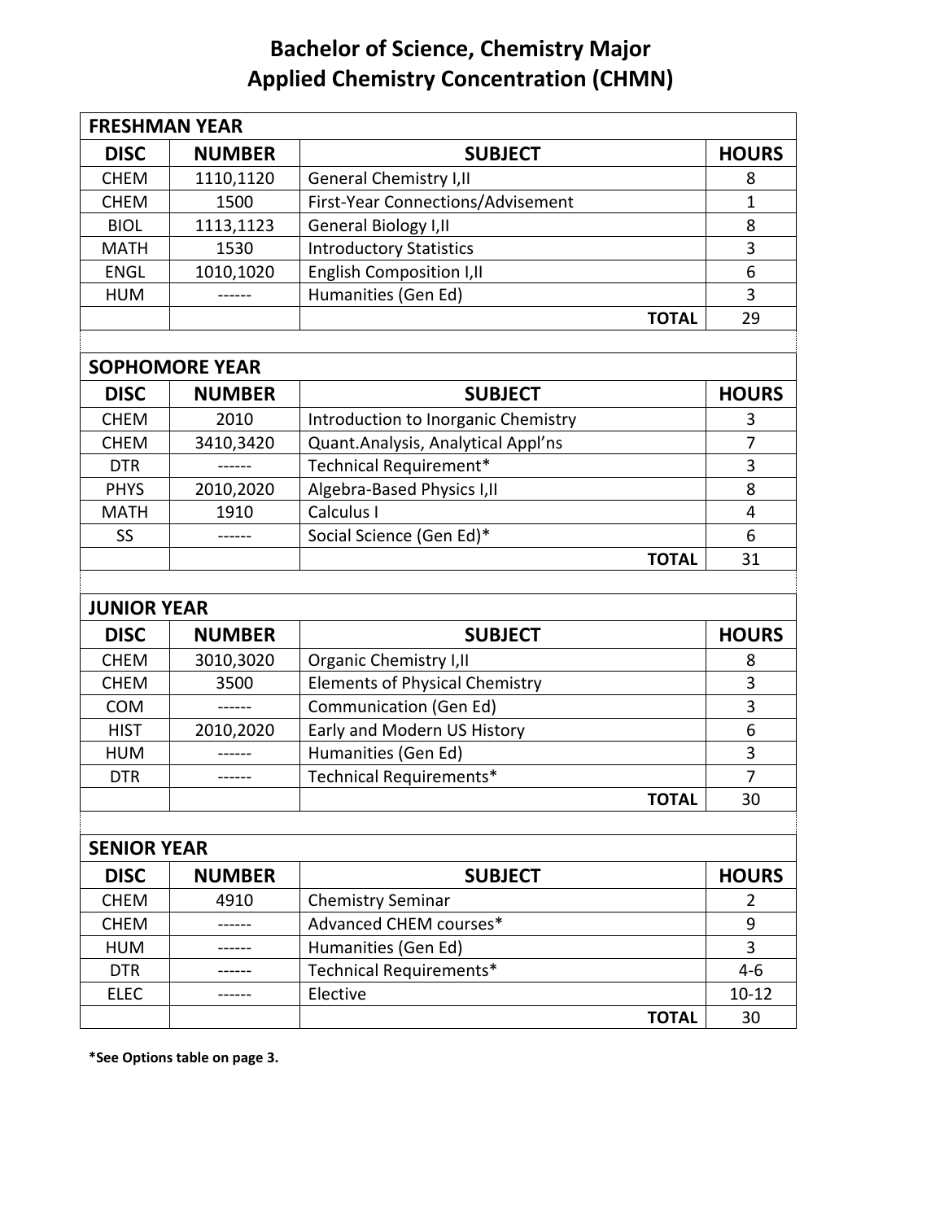# Bachelor of Science, Chemistry Major
# Applied Chemistry Concentration (CHMN)

**FRESHMAN YEAR**

| DISC | NUMBER | SUBJECT | HOURS |
|---|---|---|---|
| CHEM | 1110,1120 | General Chemistry I,II | 8 |
| CHEM | 1500 | First-Year Connections/Advisement | 1 |
| BIOL | 1113,1123 | General Biology I,II | 8 |
| MATH | 1530 | Introductory Statistics | 3 |
| ENGL | 1010,1020 | English Composition I,II | 6 |
| HUM | ------ | Humanities (Gen Ed) | 3 |
| | | **TOTAL** | 29 |

**SOPHOMORE YEAR**

| DISC | NUMBER | SUBJECT | HOURS |
|---|---|---|---|
| CHEM | 2010 | Introduction to Inorganic Chemistry | 3 |
| CHEM | 3410,3420 | Quant.Analysis, Analytical Appl'ns | 7 |
| DTR | ------ | Technical Requirement* | 3 |
| PHYS | 2010,2020 | Algebra-Based Physics I,II | 8 |
| MATH | 1910 | Calculus I | 4 |
| SS | ------ | Social Science (Gen Ed)* | 6 |
| | | **TOTAL** | 31 |

**JUNIOR YEAR**

| DISC | NUMBER | SUBJECT | HOURS |
|---|---|---|---|
| CHEM | 3010,3020 | Organic Chemistry I,II | 8 |
| CHEM | 3500 | Elements of Physical Chemistry | 3 |
| COM | ------ | Communication (Gen Ed) | 3 |
| HIST | 2010,2020 | Early and Modern US History | 6 |
| HUM | ------ | Humanities (Gen Ed) | 3 |
| DTR | ------ | Technical Requirements* | 7 |
| | | **TOTAL** | 30 |

**SENIOR YEAR**

| DISC | NUMBER | SUBJECT | HOURS |
|---|---|---|---|
| CHEM | 4910 | Chemistry Seminar | 2 |
| CHEM | ------ | Advanced CHEM courses* | 9 |
| HUM | ------ | Humanities (Gen Ed) | 3 |
| DTR | ------ | Technical Requirements* | 4-6 |
| ELEC | ------ | Elective | 10-12 |
| | | **TOTAL** | 30 |

**\*See Options table on page 3.**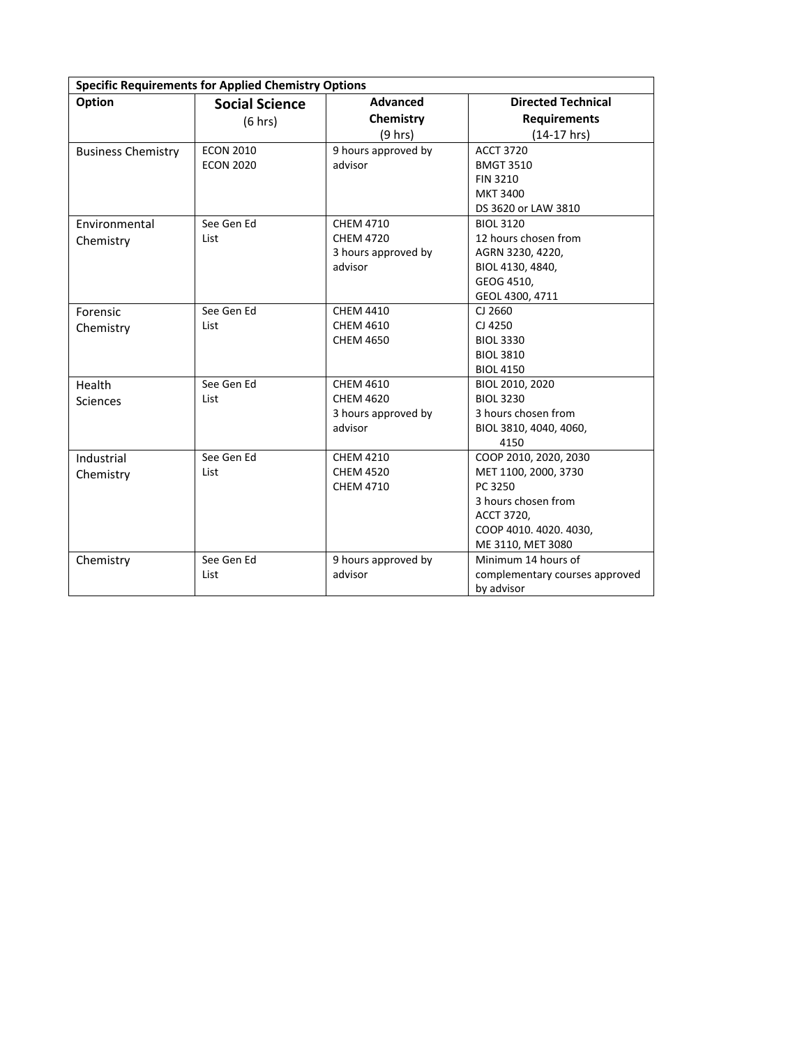| Specific Requirements for Applied Chemistry Options | | | |
|---|---|---|---|
| **Option** | **Social Science** (6 hrs) | **Advanced Chemistry** (9 hrs) | **Directed Technical Requirements** (14-17 hrs) |
| Business Chemistry | ECON 2010<br>ECON 2020 | 9 hours approved by advisor | ACCT 3720<br>BMGT 3510<br>FIN 3210<br>MKT 3400<br>DS 3620 or LAW 3810 |
| Environmental Chemistry | See Gen Ed List | CHEM 4710<br>CHEM 4720<br>3 hours approved by advisor | BIOL 3120<br>12 hours chosen from AGRN 3230, 4220, BIOL 4130, 4840, GEOG 4510, GEOL 4300, 4711 |
| Forensic Chemistry | See Gen Ed List | CHEM 4410<br>CHEM 4610<br>CHEM 4650 | CJ 2660<br>CJ 4250<br>BIOL 3330<br>BIOL 3810<br>BIOL 4150 |
| Health Sciences | See Gen Ed List | CHEM 4610<br>CHEM 4620<br>3 hours approved by advisor | BIOL 2010, 2020<br>BIOL 3230<br>3 hours chosen from BIOL 3810, 4040, 4060, 4150 |
| Industrial Chemistry | See Gen Ed List | CHEM 4210<br>CHEM 4520<br>CHEM 4710 | COOP 2010, 2020, 2030<br>MET 1100, 2000, 3730<br>PC 3250<br>3 hours chosen from ACCT 3720, COOP 4010. 4020. 4030, ME 3110, MET 3080 |
| Chemistry | See Gen Ed List | 9 hours approved by advisor | Minimum 14 hours of complementary courses approved by advisor |